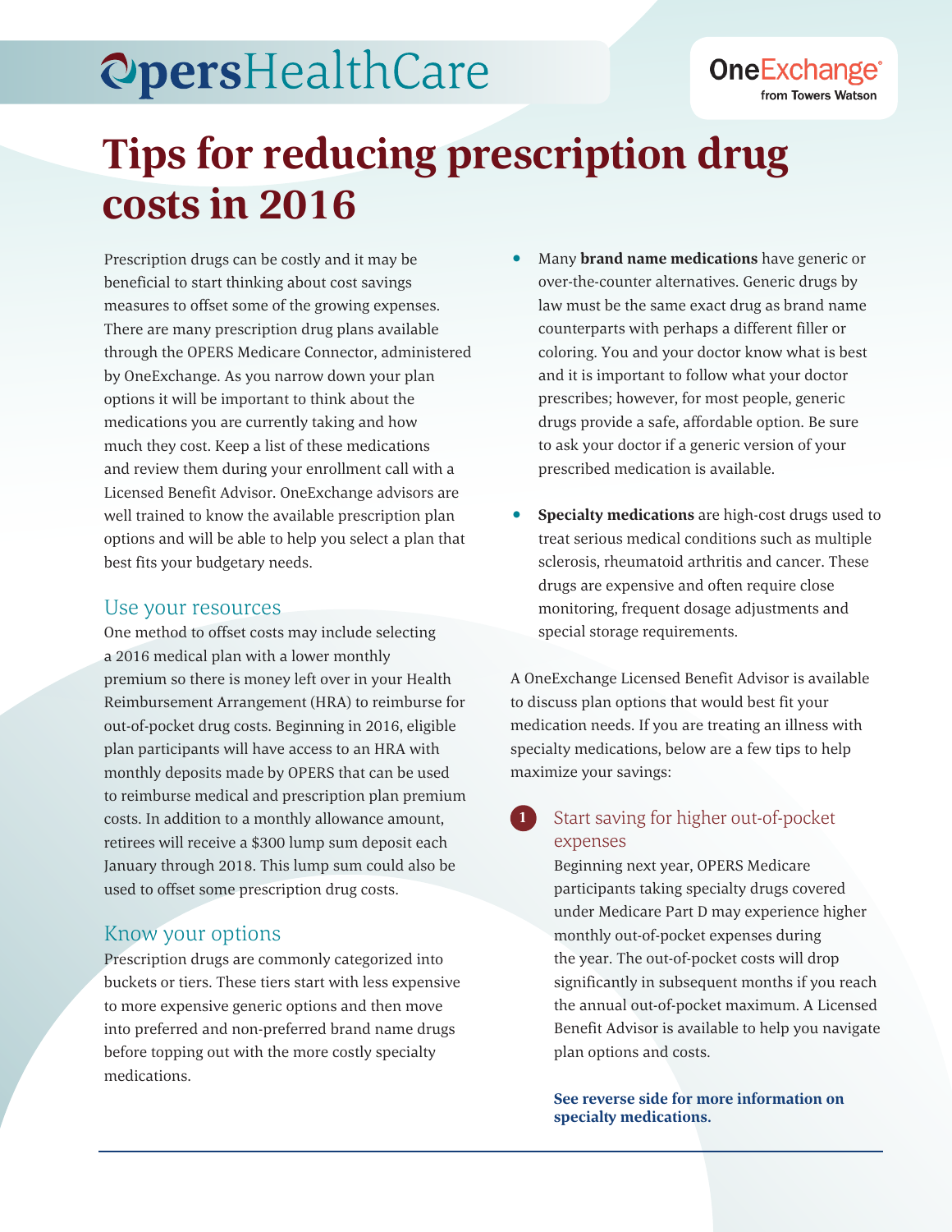OpersHealthCare

OneExchange® from Towers Watson

# Tips for reducing prescription drug costs in 2016

Prescription drugs can be costly and it may be beneficial to start thinking about cost savings measures to offset some of the growing expenses. There are many prescription drug plans available through the OPERS Medicare Connector, administered by OneExchange. As you narrow down your plan options it will be important to think about the medications you are currently taking and how much they cost. Keep a list of these medications and review them during your enrollment call with a Licensed Benefit Advisor. OneExchange advisors are well trained to know the available prescription plan options and will be able to help you select a plan that best fits your budgetary needs.

## Use your resources

One method to offset costs may include selecting a 2016 medical plan with a lower monthly premium so there is money left over in your Health Reimbursement Arrangement (HRA) to reimburse for out-of-pocket drug costs. Beginning in 2016, eligible plan participants will have access to an HRA with monthly deposits made by OPERS that can be used to reimburse medical and prescription plan premium costs. In addition to a monthly allowance amount, retirees will receive a $300 lump sum deposit each January through 2018. This lump sum could also be used to offset some prescription drug costs.

## Know your options

Prescription drugs are commonly categorized into buckets or tiers. These tiers start with less expensive to more expensive generic options and then move into preferred and non-preferred brand name drugs before topping out with the more costly specialty medications.

- Many **brand name medications** have generic or over-the-counter alternatives. Generic drugs by law must be the same exact drug as brand name counterparts with perhaps a different filler or coloring. You and your doctor know what is best and it is important to follow what your doctor prescribes; however, for most people, generic drugs provide a safe, affordable option. Be sure to ask your doctor if a generic version of your prescribed medication is available.

- **Specialty medications** are high-cost drugs used to treat serious medical conditions such as multiple sclerosis, rheumatoid arthritis and cancer. These drugs are expensive and often require close monitoring, frequent dosage adjustments and special storage requirements.

A OneExchange Licensed Benefit Advisor is available to discuss plan options that would best fit your medication needs. If you are treating an illness with specialty medications, below are a few tips to help maximize your savings:

### 1 Start saving for higher out-of-pocket expenses

Beginning next year, OPERS Medicare participants taking specialty drugs covered under Medicare Part D may experience higher monthly out-of-pocket expenses during the year. The out-of-pocket costs will drop significantly in subsequent months if you reach the annual out-of-pocket maximum. A Licensed Benefit Advisor is available to help you navigate plan options and costs.

**See reverse side for more information on specialty medications.**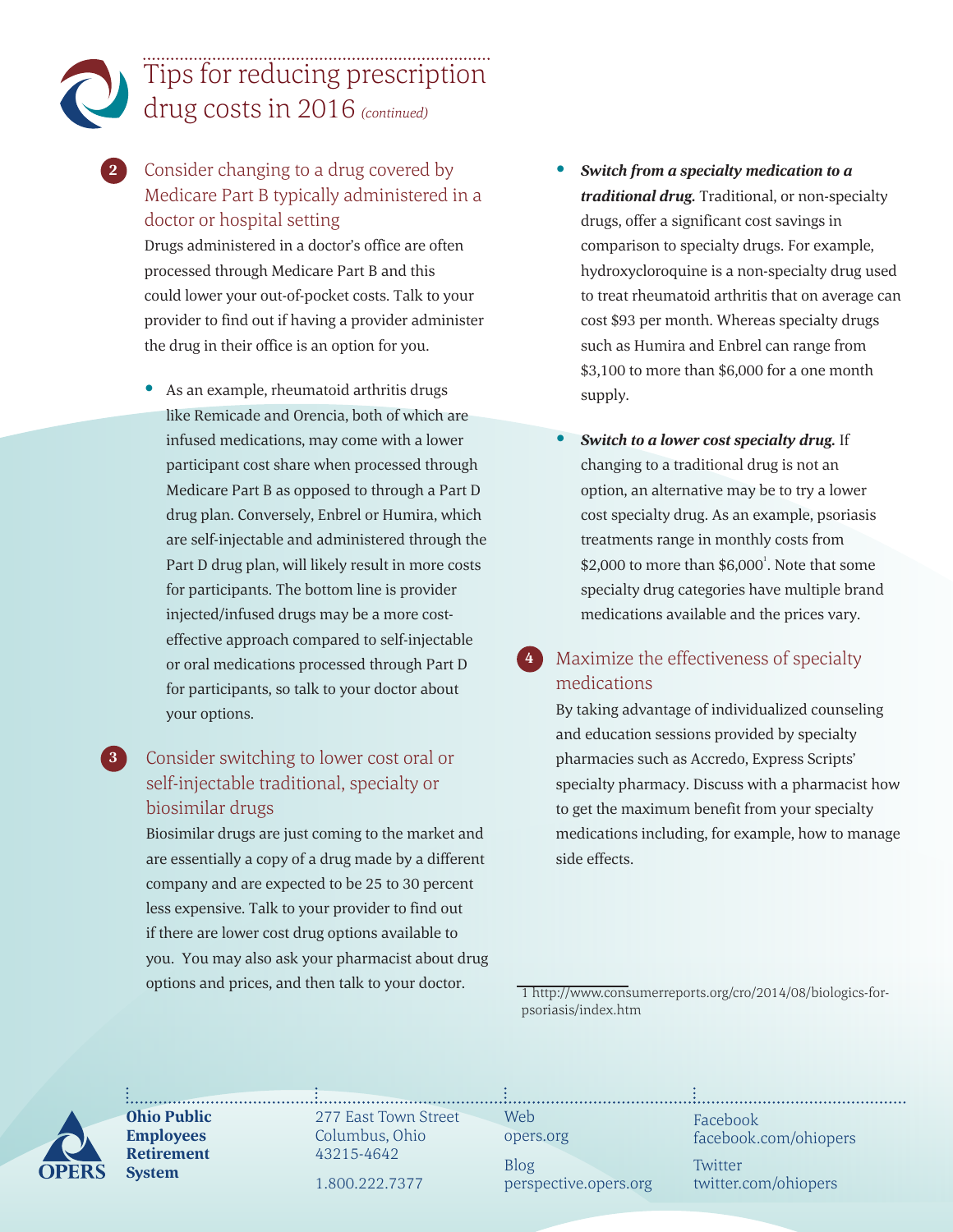# Tips for reducing prescription drug costs in 2016 *(continued)*

## 2 Consider changing to a drug covered by Medicare Part B typically administered in a doctor or hospital setting

Drugs administered in a doctor's office are often processed through Medicare Part B and this could lower your out-of-pocket costs. Talk to your provider to find out if having a provider administer the drug in their office is an option for you.

- As an example, rheumatoid arthritis drugs like Remicade and Orencia, both of which are infused medications, may come with a lower participant cost share when processed through Medicare Part B as opposed to through a Part D drug plan. Conversely, Enbrel or Humira, which are self-injectable and administered through the Part D drug plan, will likely result in more costs for participants. The bottom line is provider injected/infused drugs may be a more cost-effective approach compared to self-injectable or oral medications processed through Part D for participants, so talk to your doctor about your options.

## 3 Consider switching to lower cost oral or self-injectable traditional, specialty or biosimilar drugs

Biosimilar drugs are just coming to the market and are essentially a copy of a drug made by a different company and are expected to be 25 to 30 percent less expensive. Talk to your provider to find out if there are lower cost drug options available to you. You may also ask your pharmacist about drug options and prices, and then talk to your doctor.

- ***Switch from a specialty medication to a traditional drug.*** Traditional, or non-specialty drugs, offer a significant cost savings in comparison to specialty drugs. For example, hydroxycloroquine is a non-specialty drug used to treat rheumatoid arthritis that on average can cost $93 per month. Whereas specialty drugs such as Humira and Enbrel can range from $3,100 to more than $6,000 for a one month supply.
- ***Switch to a lower cost specialty drug.*** If changing to a traditional drug is not an option, an alternative may be to try a lower cost specialty drug. As an example, psoriasis treatments range in monthly costs from $2,000 to more than $6,000[1]. Note that some specialty drug categories have multiple brand medications available and the prices vary.

## 4 Maximize the effectiveness of specialty medications

By taking advantage of individualized counseling and education sessions provided by specialty pharmacies such as Accredo, Express Scripts' specialty pharmacy. Discuss with a pharmacist how to get the maximum benefit from your specialty medications including, for example, how to manage side effects.

1 http://www.consumerreports.org/cro/2014/08/biologics-for-psoriasis/index.htm

**Ohio Public Employees Retirement System**

277 East Town Street
Columbus, Ohio
43215-4642

1.800.222.7377

Web
opers.org

Blog
perspective.opers.org

Facebook
facebook.com/ohiopers

Twitter
twitter.com/ohiopers